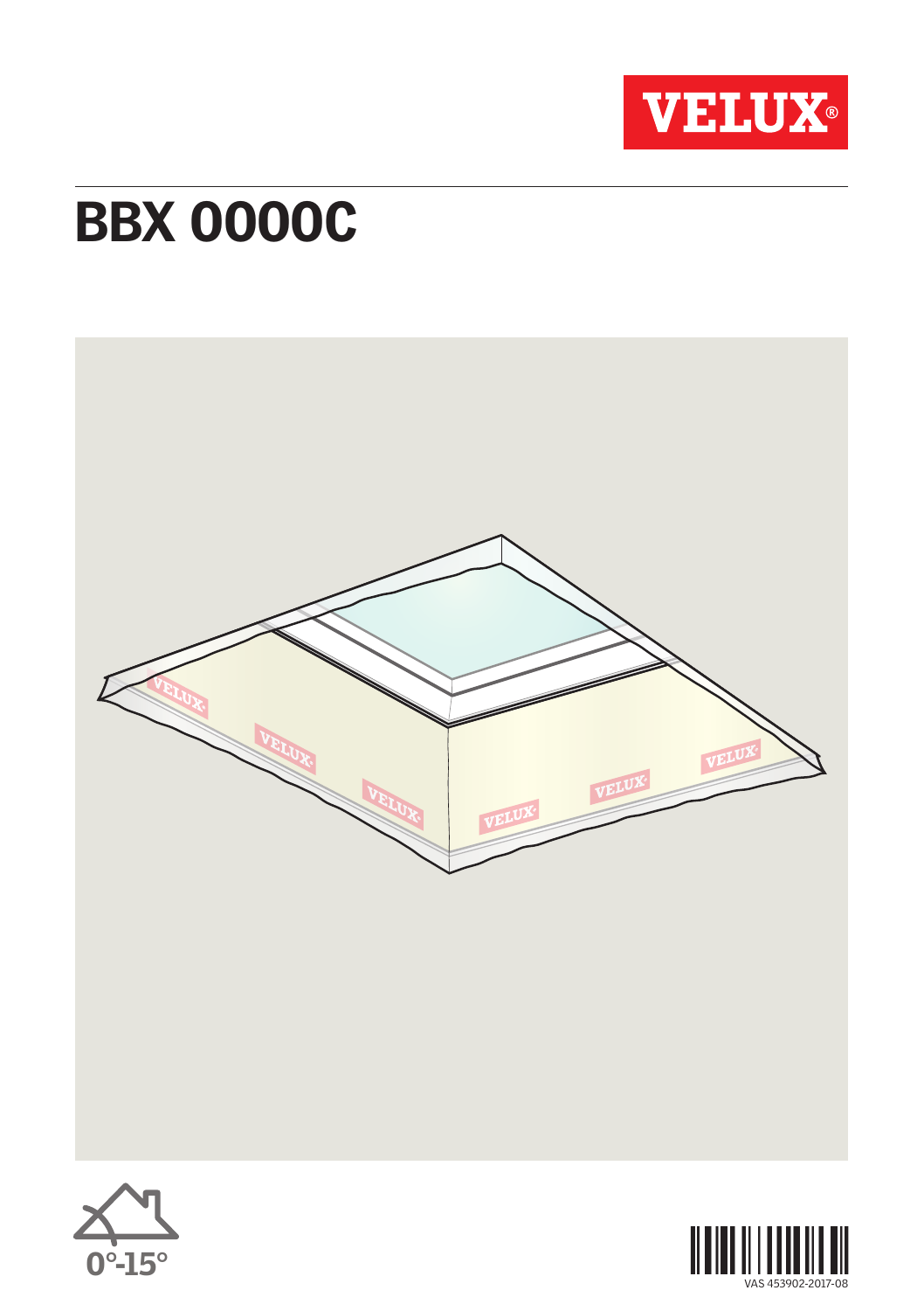VELUX®

# BBX 0000C

0°-15°

VAS 453902-2017-08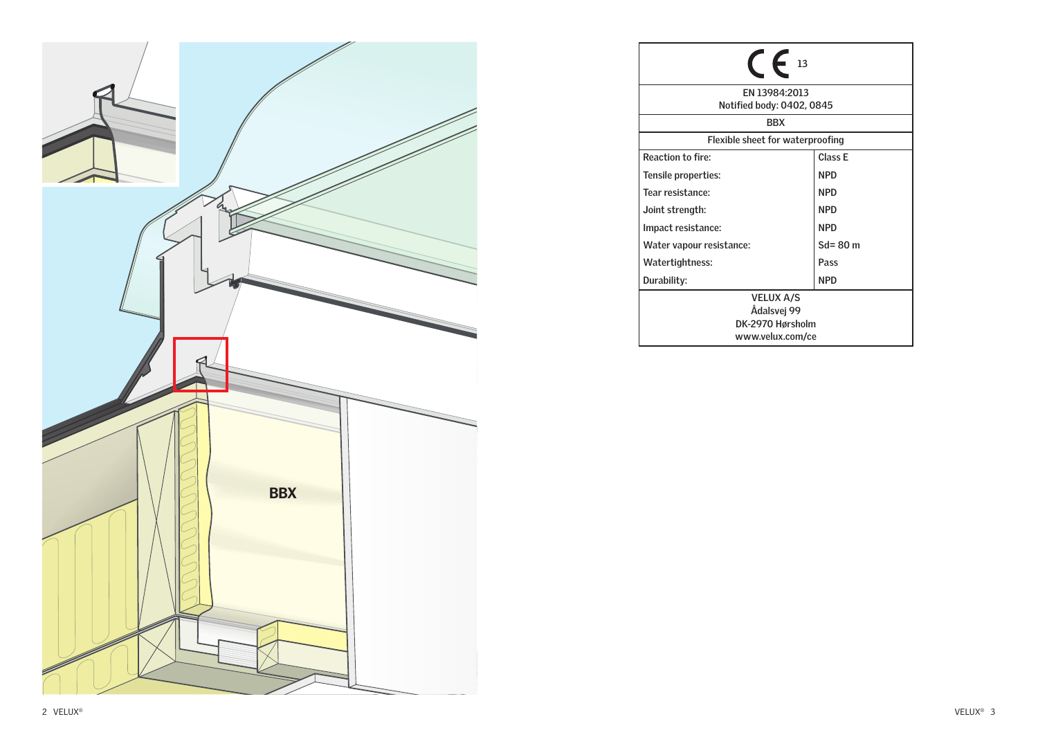BBX

| CE 13 | |
|---|---|
| EN 13984:2013<br>Notified body: 0402, 0845 | |
| BBX | |
| Flexible sheet for waterproofing | |
| Reaction to fire: | Class E |
| Tensile properties: | NPD |
| Tear resistance: | NPD |
| Joint strength: | NPD |
| Impact resistance: | NPD |
| Water vapour resistance: | Sd= 80 m |
| Watertightness: | Pass |
| Durability: | NPD |
| VELUX A/S<br>Ådalsvej 99<br>DK-2970 Hørsholm<br>www.velux.com/ce | |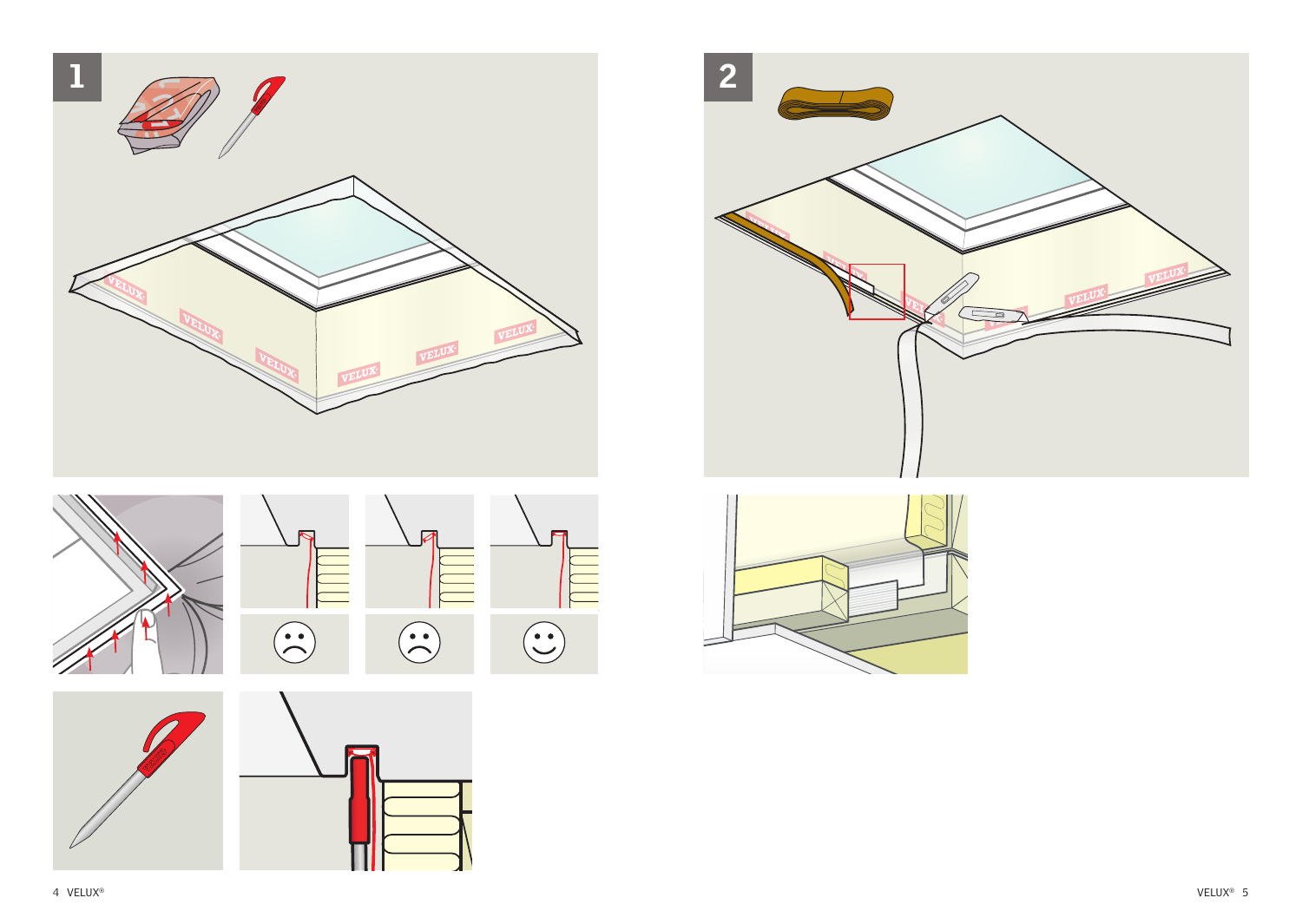1

2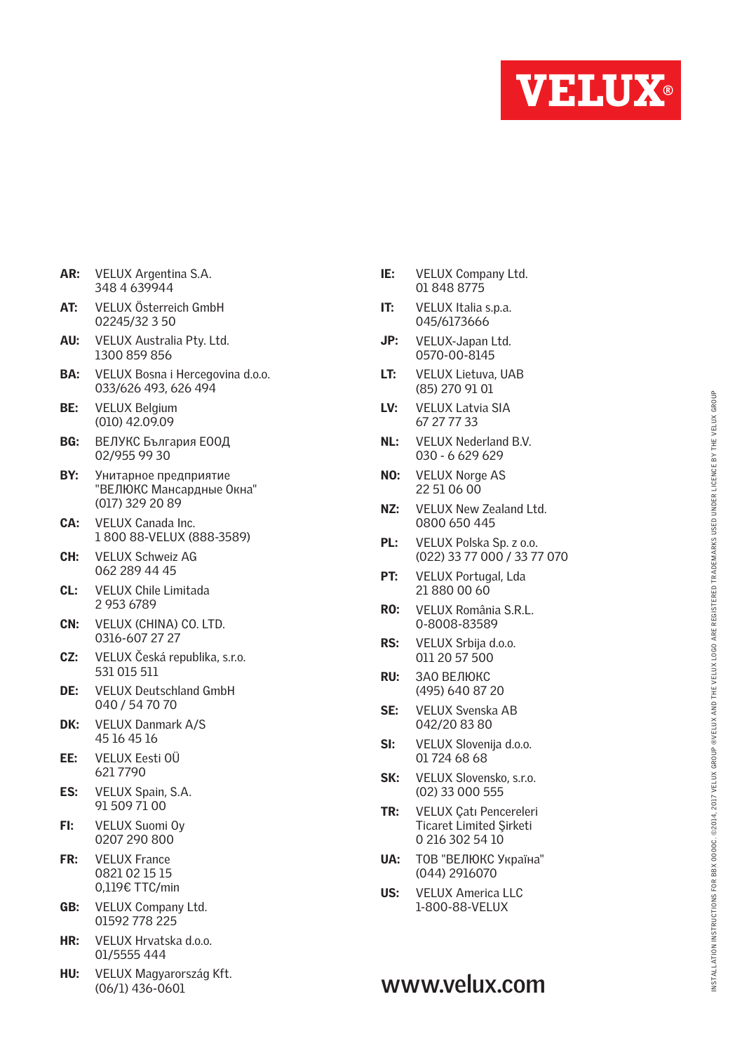VELUX®

**AR:** VELUX Argentina S.A.
348 4 639944

**AT:** VELUX Österreich GmbH
02245/32 3 50

**AU:** VELUX Australia Pty. Ltd.
1300 859 856

**BA:** VELUX Bosna i Hercegovina d.o.o.
033/626 493, 626 494

**BE:** VELUX Belgium
(010) 42.09.09

**BG:** ВЕЛУКС България ЕООД
02/955 99 30

**BY:** Унитарное предприятие "ВЕЛЮКС Мансардные Окна"
(017) 329 20 89

**CA:** VELUX Canada Inc.
1 800 88-VELUX (888-3589)

**CH:** VELUX Schweiz AG
062 289 44 45

**CL:** VELUX Chile Limitada
2 953 6789

**CN:** VELUX (CHINA) CO. LTD.
0316-607 27 27

**CZ:** VELUX Česká republika, s.r.o.
531 015 511

**DE:** VELUX Deutschland GmbH
040 / 54 70 70

**DK:** VELUX Danmark A/S
45 16 45 16

**EE:** VELUX Eesti OÜ
621 7790

**ES:** VELUX Spain, S.A.
91 509 71 00

**FI:** VELUX Suomi Oy
0207 290 800

**FR:** VELUX France
0821 02 15 15
0,119€ TTC/min

**GB:** VELUX Company Ltd.
01592 778 225

**HR:** VELUX Hrvatska d.o.o.
01/5555 444

**HU:** VELUX Magyarország Kft.
(06/1) 436-0601

**IE:** VELUX Company Ltd.
01 848 8775

**IT:** VELUX Italia s.p.a.
045/6173666

**JP:** VELUX-Japan Ltd.
0570-00-8145

**LT:** VELUX Lietuva, UAB
(85) 270 91 01

**LV:** VELUX Latvia SIA
67 27 77 33

**NL:** VELUX Nederland B.V.
030 - 6 629 629

**NO:** VELUX Norge AS
22 51 06 00

**NZ:** VELUX New Zealand Ltd.
0800 650 445

**PL:** VELUX Polska Sp. z o.o.
(022) 33 77 000 / 33 77 070

**PT:** VELUX Portugal, Lda
21 880 00 60

**RO:** VELUX România S.R.L.
0-8008-83589

**RS:** VELUX Srbija d.o.o.
011 20 57 500

**RU:** ЗАО ВЕЛЮКС
(495) 640 87 20

**SE:** VELUX Svenska AB
042/20 83 80

**SI:** VELUX Slovenija d.o.o.
01 724 68 68

**SK:** VELUX Slovensko, s.r.o.
(02) 33 000 555

**TR:** VELUX Çatı Pencereleri Ticaret Limited Şirketi
0 216 302 54 10

**UA:** ТОВ "ВЕЛЮКС Україна"
(044) 2916070

**US:** VELUX America LLC
1-800-88-VELUX

**www.velux.com**

INSTALLATION INSTRUCTIONS FOR BBX 0000C. ©2014, 2017 VELUX GROUP ®VELUX AND THE VELUX LOGO ARE REGISTERED TRADEMARKS USED UNDER LICENCE BY THE VELUX GROUP